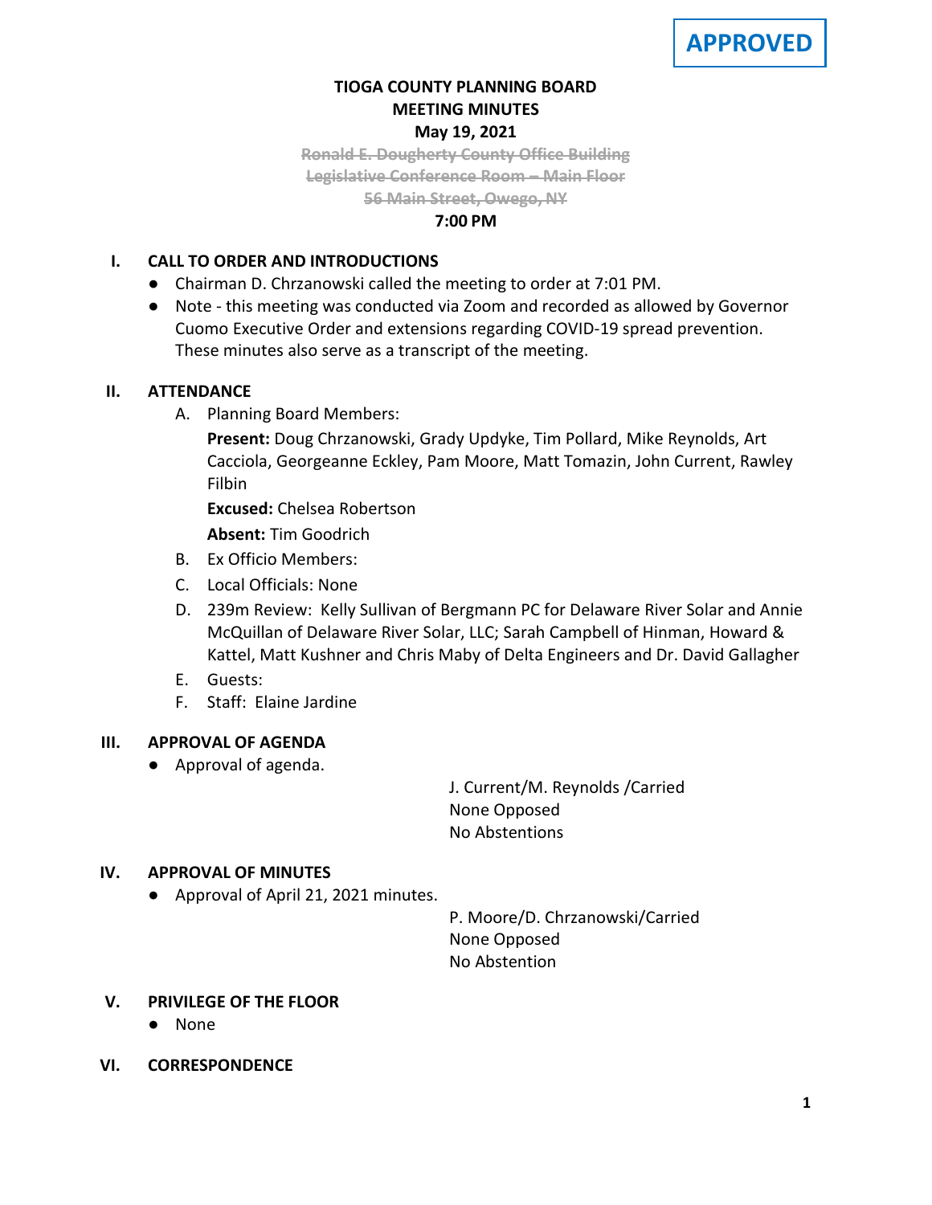**APPROVED**

# TIOGA COUNTY PLANNING BOARD
# MEETING MINUTES
## May 19, 2021

~~Ronald E. Dougherty County Office Building~~
~~Legislative Conference Room – Main Floor~~
~~56 Main Street, Owego, NY~~

**7:00 PM**

## I. CALL TO ORDER AND INTRODUCTIONS

- Chairman D. Chrzanowski called the meeting to order at 7:01 PM.
- Note - this meeting was conducted via Zoom and recorded as allowed by Governor Cuomo Executive Order and extensions regarding COVID-19 spread prevention. These minutes also serve as a transcript of the meeting.

## II. ATTENDANCE

A. Planning Board Members:

**Present:** Doug Chrzanowski, Grady Updyke, Tim Pollard, Mike Reynolds, Art Cacciola, Georgeanne Eckley, Pam Moore, Matt Tomazin, John Current, Rawley Filbin

**Excused:** Chelsea Robertson

**Absent:** Tim Goodrich

B. Ex Officio Members:

C. Local Officials: None

D. 239m Review: Kelly Sullivan of Bergmann PC for Delaware River Solar and Annie McQuillan of Delaware River Solar, LLC; Sarah Campbell of Hinman, Howard & Kattel, Matt Kushner and Chris Maby of Delta Engineers and Dr. David Gallagher

E. Guests:

F. Staff: Elaine Jardine

## III. APPROVAL OF AGENDA

- Approval of agenda.

J. Current/M. Reynolds /Carried
None Opposed
No Abstentions

## IV. APPROVAL OF MINUTES

- Approval of April 21, 2021 minutes.

P. Moore/D. Chrzanowski/Carried
None Opposed
No Abstention

## V. PRIVILEGE OF THE FLOOR

- None

## VI. CORRESPONDENCE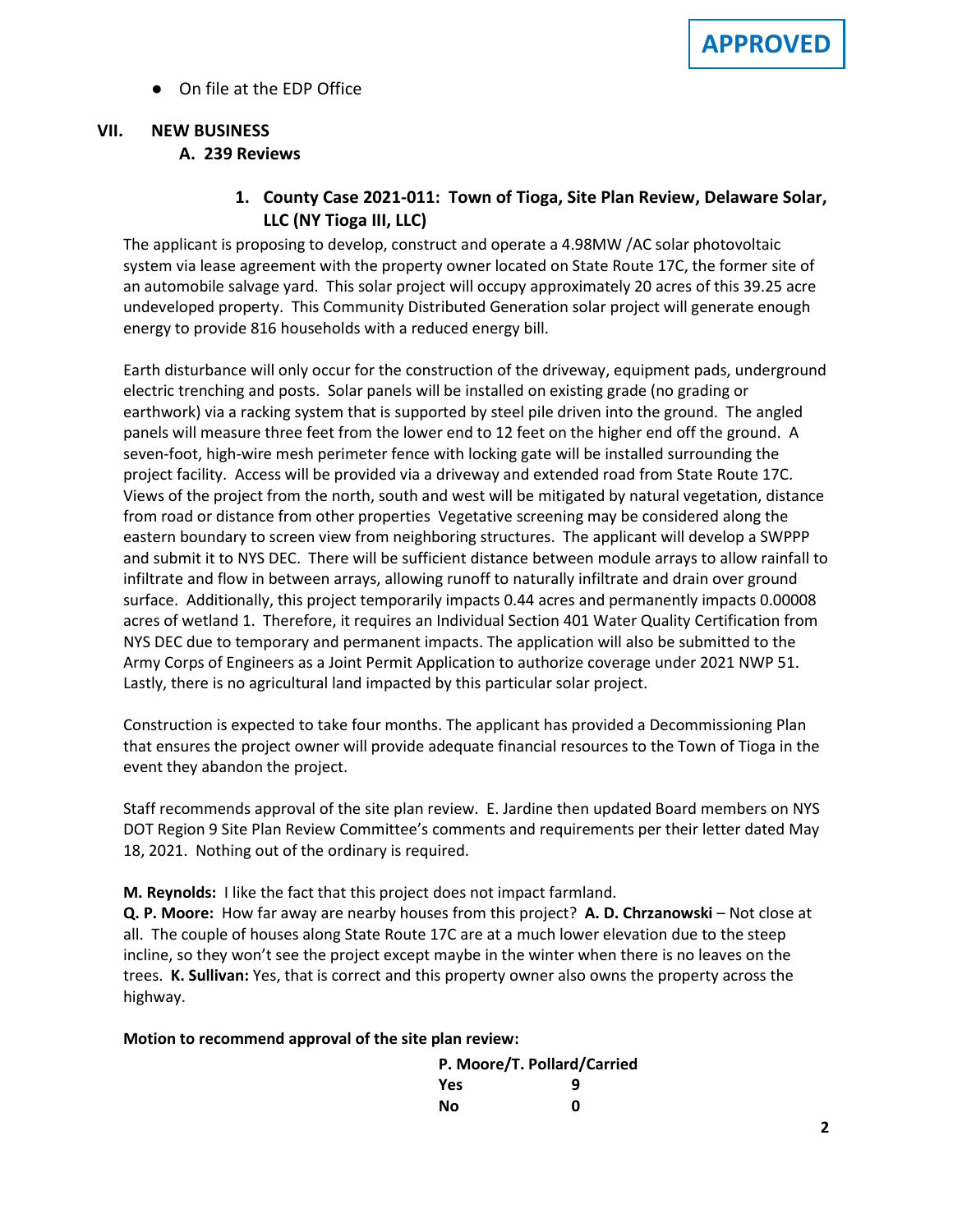**APPROVED**

- On file at the EDP Office

## VII. NEW BUSINESS

### A. 239 Reviews

#### 1. County Case 2021-011: Town of Tioga, Site Plan Review, Delaware Solar, LLC (NY Tioga III, LLC)

The applicant is proposing to develop, construct and operate a 4.98MW /AC solar photovoltaic system via lease agreement with the property owner located on State Route 17C, the former site of an automobile salvage yard. This solar project will occupy approximately 20 acres of this 39.25 acre undeveloped property. This Community Distributed Generation solar project will generate enough energy to provide 816 households with a reduced energy bill.

Earth disturbance will only occur for the construction of the driveway, equipment pads, underground electric trenching and posts. Solar panels will be installed on existing grade (no grading or earthwork) via a racking system that is supported by steel pile driven into the ground. The angled panels will measure three feet from the lower end to 12 feet on the higher end off the ground. A seven-foot, high-wire mesh perimeter fence with locking gate will be installed surrounding the project facility. Access will be provided via a driveway and extended road from State Route 17C. Views of the project from the north, south and west will be mitigated by natural vegetation, distance from road or distance from other properties Vegetative screening may be considered along the eastern boundary to screen view from neighboring structures. The applicant will develop a SWPPP and submit it to NYS DEC. There will be sufficient distance between module arrays to allow rainfall to infiltrate and flow in between arrays, allowing runoff to naturally infiltrate and drain over ground surface. Additionally, this project temporarily impacts 0.44 acres and permanently impacts 0.00008 acres of wetland 1. Therefore, it requires an Individual Section 401 Water Quality Certification from NYS DEC due to temporary and permanent impacts. The application will also be submitted to the Army Corps of Engineers as a Joint Permit Application to authorize coverage under 2021 NWP 51. Lastly, there is no agricultural land impacted by this particular solar project.

Construction is expected to take four months. The applicant has provided a Decommissioning Plan that ensures the project owner will provide adequate financial resources to the Town of Tioga in the event they abandon the project.

Staff recommends approval of the site plan review. E. Jardine then updated Board members on NYS DOT Region 9 Site Plan Review Committee's comments and requirements per their letter dated May 18, 2021. Nothing out of the ordinary is required.

**M. Reynolds:** I like the fact that this project does not impact farmland.
**Q. P. Moore:** How far away are nearby houses from this project? **A. D. Chrzanowski** – Not close at all. The couple of houses along State Route 17C are at a much lower elevation due to the steep incline, so they won't see the project except maybe in the winter when there is no leaves on the trees. **K. Sullivan:** Yes, that is correct and this property owner also owns the property across the highway.

**Motion to recommend approval of the site plan review:**

**P. Moore/T. Pollard/Carried**

| | |
|---|---|
| **Yes** | **9** |
| **No** | **0** |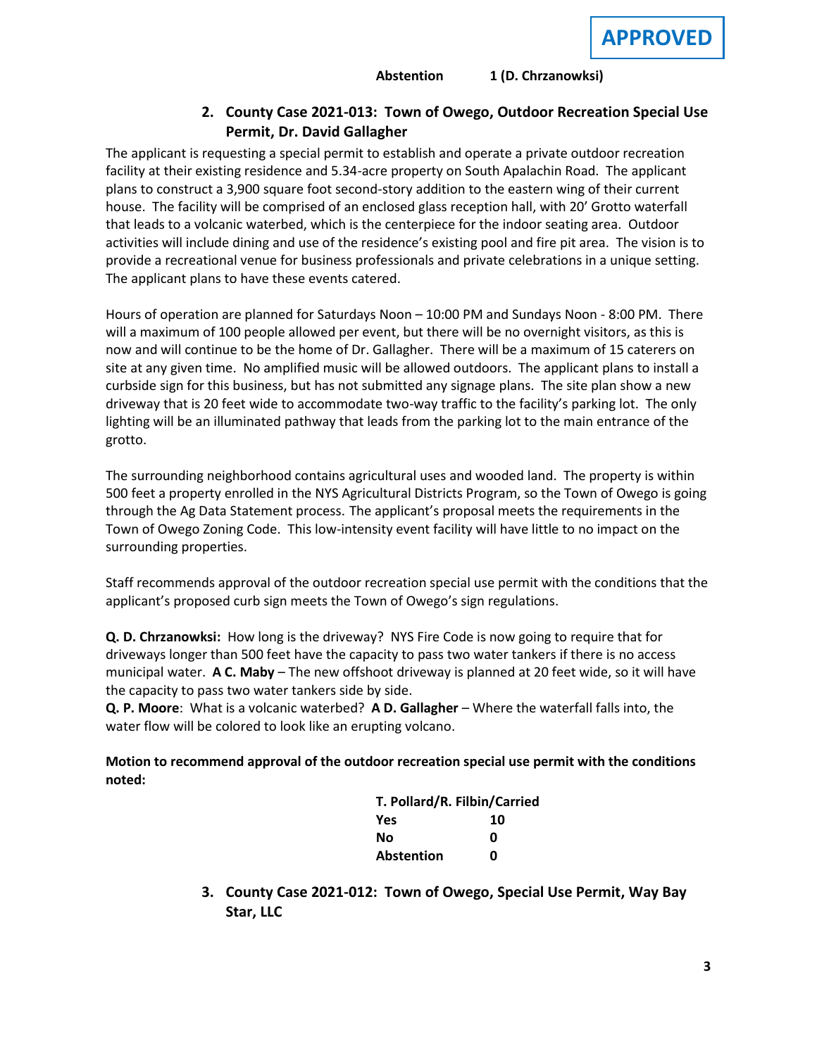**APPROVED**

| | |
|---|---|
| **Abstention** | **1 (D. Chrzanowksi)** |

## 2. County Case 2021-013: Town of Owego, Outdoor Recreation Special Use Permit, Dr. David Gallagher

The applicant is requesting a special permit to establish and operate a private outdoor recreation facility at their existing residence and 5.34-acre property on South Apalachin Road. The applicant plans to construct a 3,900 square foot second-story addition to the eastern wing of their current house. The facility will be comprised of an enclosed glass reception hall, with 20' Grotto waterfall that leads to a volcanic waterbed, which is the centerpiece for the indoor seating area. Outdoor activities will include dining and use of the residence's existing pool and fire pit area. The vision is to provide a recreational venue for business professionals and private celebrations in a unique setting. The applicant plans to have these events catered.

Hours of operation are planned for Saturdays Noon – 10:00 PM and Sundays Noon - 8:00 PM. There will a maximum of 100 people allowed per event, but there will be no overnight visitors, as this is now and will continue to be the home of Dr. Gallagher. There will be a maximum of 15 caterers on site at any given time. No amplified music will be allowed outdoors. The applicant plans to install a curbside sign for this business, but has not submitted any signage plans. The site plan show a new driveway that is 20 feet wide to accommodate two-way traffic to the facility's parking lot. The only lighting will be an illuminated pathway that leads from the parking lot to the main entrance of the grotto.

The surrounding neighborhood contains agricultural uses and wooded land. The property is within 500 feet a property enrolled in the NYS Agricultural Districts Program, so the Town of Owego is going through the Ag Data Statement process. The applicant's proposal meets the requirements in the Town of Owego Zoning Code. This low-intensity event facility will have little to no impact on the surrounding properties.

Staff recommends approval of the outdoor recreation special use permit with the conditions that the applicant's proposed curb sign meets the Town of Owego's sign regulations.

**Q. D. Chrzanowksi:** How long is the driveway? NYS Fire Code is now going to require that for driveways longer than 500 feet have the capacity to pass two water tankers if there is no access municipal water. **A C. Maby** – The new offshoot driveway is planned at 20 feet wide, so it will have the capacity to pass two water tankers side by side.

**Q. P. Moore**: What is a volcanic waterbed? **A D. Gallagher** – Where the waterfall falls into, the water flow will be colored to look like an erupting volcano.

**Motion to recommend approval of the outdoor recreation special use permit with the conditions noted:**

| **T. Pollard/R. Filbin/Carried** | |
|---|---|
| **Yes** | **10** |
| **No** | **0** |
| **Abstention** | **0** |

## 3. County Case 2021-012: Town of Owego, Special Use Permit, Way Bay Star, LLC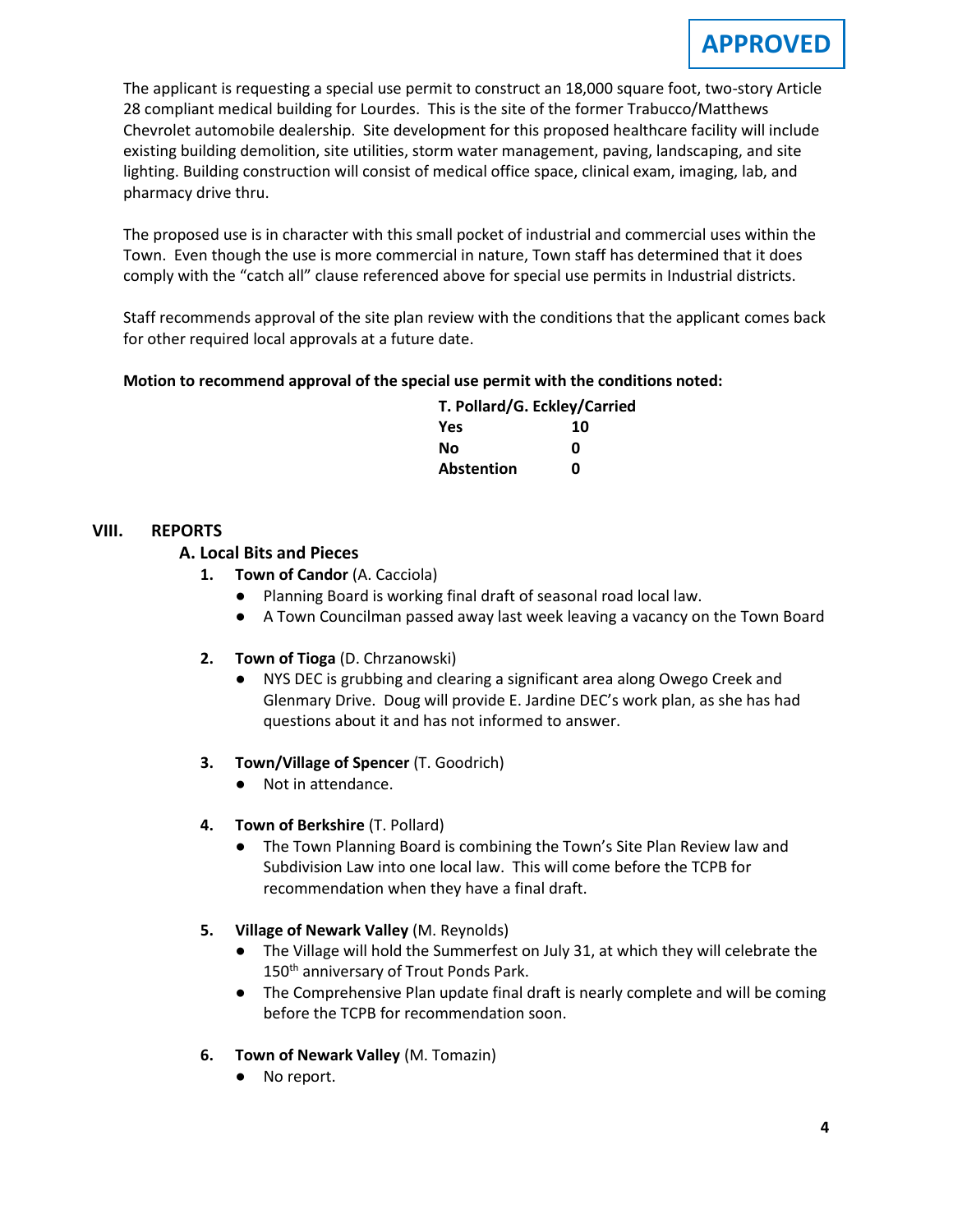**APPROVED**

The applicant is requesting a special use permit to construct an 18,000 square foot, two-story Article 28 compliant medical building for Lourdes. This is the site of the former Trabucco/Matthews Chevrolet automobile dealership. Site development for this proposed healthcare facility will include existing building demolition, site utilities, storm water management, paving, landscaping, and site lighting. Building construction will consist of medical office space, clinical exam, imaging, lab, and pharmacy drive thru.

The proposed use is in character with this small pocket of industrial and commercial uses within the Town. Even though the use is more commercial in nature, Town staff has determined that it does comply with the "catch all" clause referenced above for special use permits in Industrial districts.

Staff recommends approval of the site plan review with the conditions that the applicant comes back for other required local approvals at a future date.

**Motion to recommend approval of the special use permit with the conditions noted:**

**T. Pollard/G. Eckley/Carried**

| | |
|---|---|
| **Yes** | **10** |
| **No** | **0** |
| **Abstention** | **0** |

## VIII. REPORTS

### A. Local Bits and Pieces

1. **Town of Candor** (A. Cacciola)
   - Planning Board is working final draft of seasonal road local law.
   - A Town Councilman passed away last week leaving a vacancy on the Town Board

2. **Town of Tioga** (D. Chrzanowski)
   - NYS DEC is grubbing and clearing a significant area along Owego Creek and Glenmary Drive. Doug will provide E. Jardine DEC's work plan, as she has had questions about it and has not informed to answer.

3. **Town/Village of Spencer** (T. Goodrich)
   - Not in attendance.

4. **Town of Berkshire** (T. Pollard)
   - The Town Planning Board is combining the Town's Site Plan Review law and Subdivision Law into one local law. This will come before the TCPB for recommendation when they have a final draft.

5. **Village of Newark Valley** (M. Reynolds)
   - The Village will hold the Summerfest on July 31, at which they will celebrate the 150th anniversary of Trout Ponds Park.
   - The Comprehensive Plan update final draft is nearly complete and will be coming before the TCPB for recommendation soon.

6. **Town of Newark Valley** (M. Tomazin)
   - No report.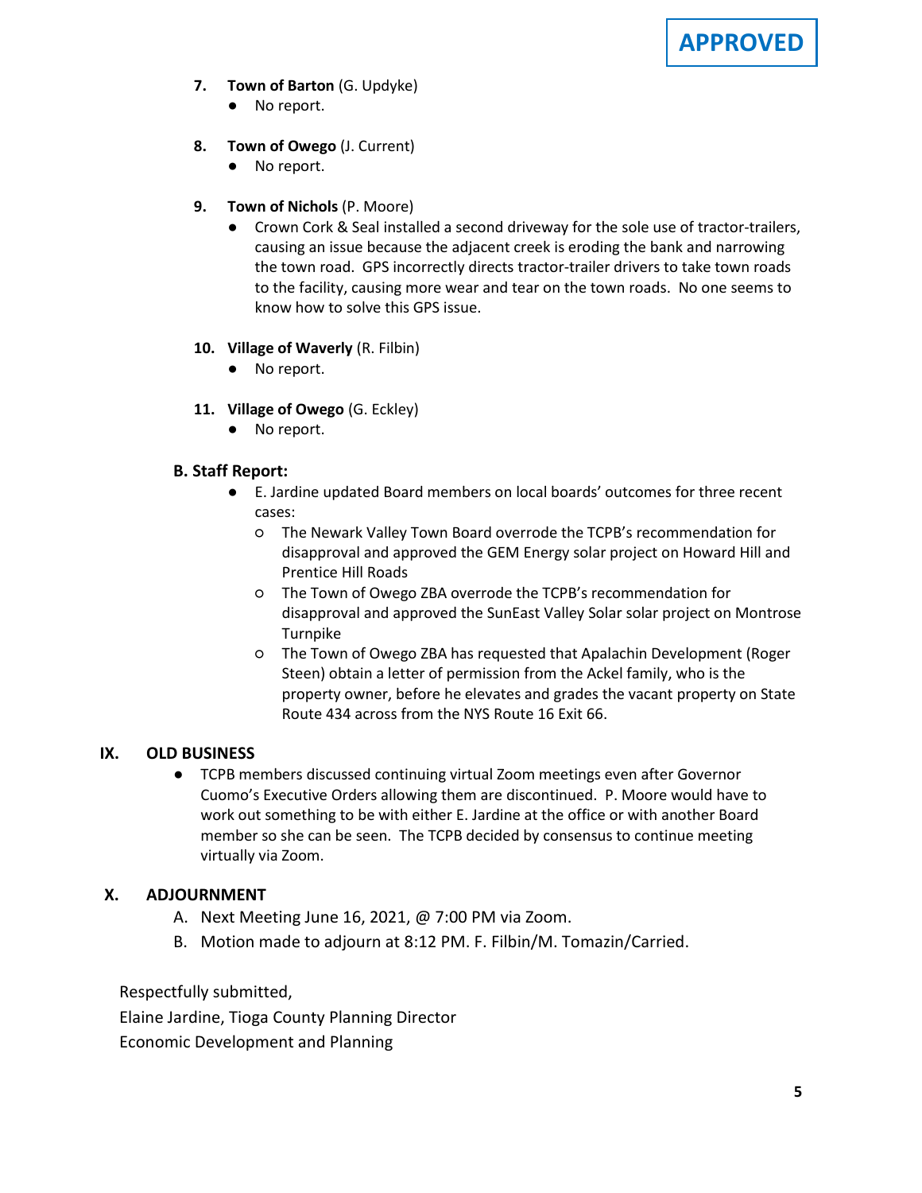**APPROVED**

7. **Town of Barton** (G. Updyke)
   - No report.

8. **Town of Owego** (J. Current)
   - No report.

9. **Town of Nichols** (P. Moore)
   - Crown Cork & Seal installed a second driveway for the sole use of tractor-trailers, causing an issue because the adjacent creek is eroding the bank and narrowing the town road. GPS incorrectly directs tractor-trailer drivers to take town roads to the facility, causing more wear and tear on the town roads. No one seems to know how to solve this GPS issue.

10. **Village of Waverly** (R. Filbin)
    - No report.

11. **Village of Owego** (G. Eckley)
    - No report.

### B. Staff Report:

- E. Jardine updated Board members on local boards' outcomes for three recent cases:
  - The Newark Valley Town Board overrode the TCPB's recommendation for disapproval and approved the GEM Energy solar project on Howard Hill and Prentice Hill Roads
  - The Town of Owego ZBA overrode the TCPB's recommendation for disapproval and approved the SunEast Valley Solar solar project on Montrose Turnpike
  - The Town of Owego ZBA has requested that Apalachin Development (Roger Steen) obtain a letter of permission from the Ackel family, who is the property owner, before he elevates and grades the vacant property on State Route 434 across from the NYS Route 16 Exit 66.

## IX. OLD BUSINESS

- TCPB members discussed continuing virtual Zoom meetings even after Governor Cuomo's Executive Orders allowing them are discontinued. P. Moore would have to work out something to be with either E. Jardine at the office or with another Board member so she can be seen. The TCPB decided by consensus to continue meeting virtually via Zoom.

## X. ADJOURNMENT

A. Next Meeting June 16, 2021, @ 7:00 PM via Zoom.

B. Motion made to adjourn at 8:12 PM. F. Filbin/M. Tomazin/Carried.

Respectfully submitted,
Elaine Jardine, Tioga County Planning Director
Economic Development and Planning